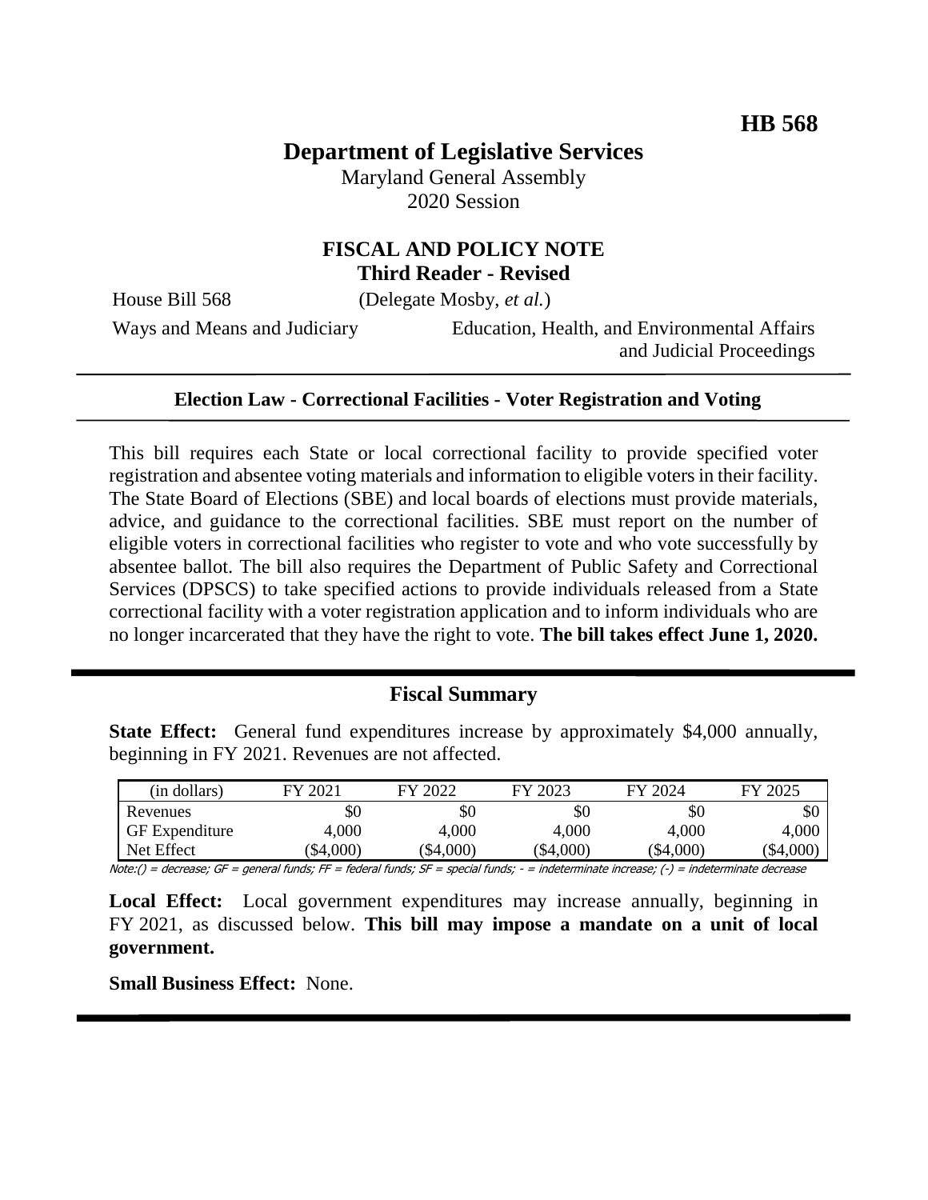**HB 568**

# Department of Legislative Services

Maryland General Assembly
2020 Session

## FISCAL AND POLICY NOTE
**Third Reader - Revised**

House Bill 568 (Delegate Mosby, *et al.*)

Ways and Means and Judiciary — Education, Health, and Environmental Affairs and Judicial Proceedings

---

**Election Law - Correctional Facilities - Voter Registration and Voting**

---

This bill requires each State or local correctional facility to provide specified voter registration and absentee voting materials and information to eligible voters in their facility. The State Board of Elections (SBE) and local boards of elections must provide materials, advice, and guidance to the correctional facilities. SBE must report on the number of eligible voters in correctional facilities who register to vote and who vote successfully by absentee ballot. The bill also requires the Department of Public Safety and Correctional Services (DPSCS) to take specified actions to provide individuals released from a State correctional facility with a voter registration application and to inform individuals who are no longer incarcerated that they have the right to vote. **The bill takes effect June 1, 2020.**

---

## Fiscal Summary

**State Effect:** General fund expenditures increase by approximately $4,000 annually, beginning in FY 2021. Revenues are not affected.

| (in dollars) | FY 2021 | FY 2022 | FY 2023 | FY 2024 | FY 2025 |
|---|---|---|---|---|---|
| Revenues | $0 | $0 | $0 | $0 | $0 |
| GF Expenditure | 4,000 | 4,000 | 4,000 | 4,000 | 4,000 |
| Net Effect | ($4,000) | ($4,000) | ($4,000) | ($4,000) | ($4,000) |

Note:() = decrease; GF = general funds; FF = federal funds; SF = special funds; - = indeterminate increase; (-) = indeterminate decrease

**Local Effect:** Local government expenditures may increase annually, beginning in FY 2021, as discussed below. **This bill may impose a mandate on a unit of local government.**

**Small Business Effect:** None.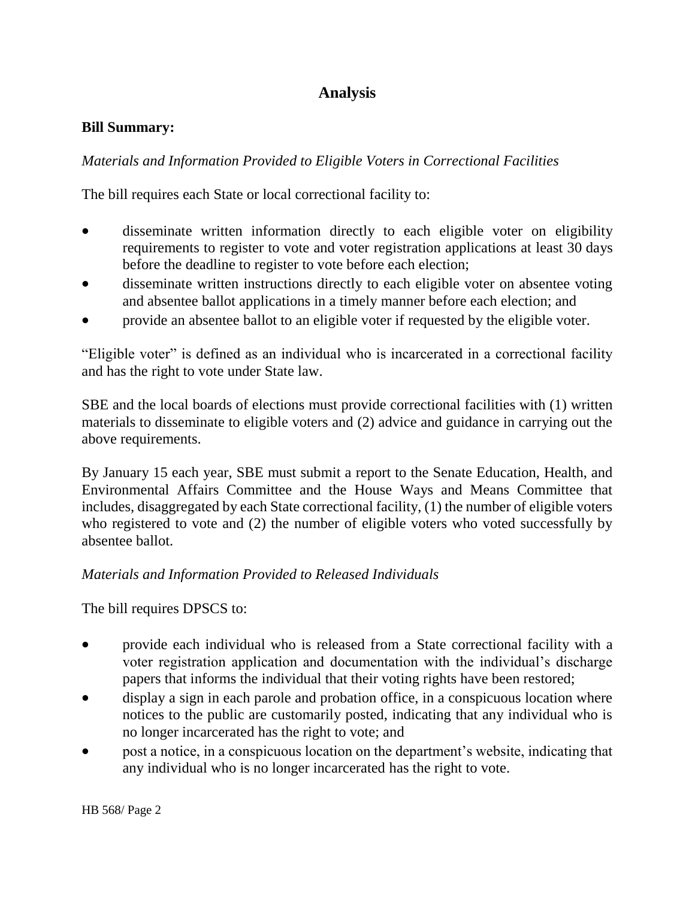## Analysis

**Bill Summary:**

*Materials and Information Provided to Eligible Voters in Correctional Facilities*

The bill requires each State or local correctional facility to:

- disseminate written information directly to each eligible voter on eligibility requirements to register to vote and voter registration applications at least 30 days before the deadline to register to vote before each election;
- disseminate written instructions directly to each eligible voter on absentee voting and absentee ballot applications in a timely manner before each election; and
- provide an absentee ballot to an eligible voter if requested by the eligible voter.

"Eligible voter" is defined as an individual who is incarcerated in a correctional facility and has the right to vote under State law.

SBE and the local boards of elections must provide correctional facilities with (1) written materials to disseminate to eligible voters and (2) advice and guidance in carrying out the above requirements.

By January 15 each year, SBE must submit a report to the Senate Education, Health, and Environmental Affairs Committee and the House Ways and Means Committee that includes, disaggregated by each State correctional facility, (1) the number of eligible voters who registered to vote and (2) the number of eligible voters who voted successfully by absentee ballot.

*Materials and Information Provided to Released Individuals*

The bill requires DPSCS to:

- provide each individual who is released from a State correctional facility with a voter registration application and documentation with the individual's discharge papers that informs the individual that their voting rights have been restored;
- display a sign in each parole and probation office, in a conspicuous location where notices to the public are customarily posted, indicating that any individual who is no longer incarcerated has the right to vote; and
- post a notice, in a conspicuous location on the department's website, indicating that any individual who is no longer incarcerated has the right to vote.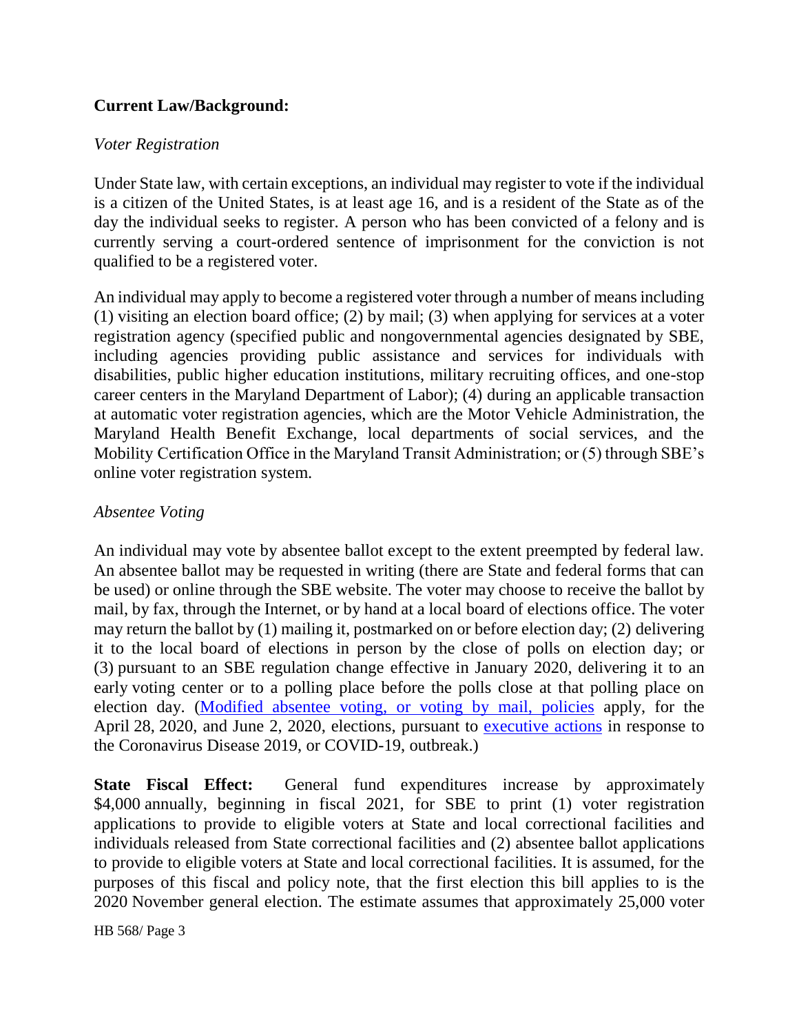**Current Law/Background:**

*Voter Registration*

Under State law, with certain exceptions, an individual may register to vote if the individual is a citizen of the United States, is at least age 16, and is a resident of the State as of the day the individual seeks to register. A person who has been convicted of a felony and is currently serving a court-ordered sentence of imprisonment for the conviction is not qualified to be a registered voter.

An individual may apply to become a registered voter through a number of means including (1) visiting an election board office; (2) by mail; (3) when applying for services at a voter registration agency (specified public and nongovernmental agencies designated by SBE, including agencies providing public assistance and services for individuals with disabilities, public higher education institutions, military recruiting offices, and one-stop career centers in the Maryland Department of Labor); (4) during an applicable transaction at automatic voter registration agencies, which are the Motor Vehicle Administration, the Maryland Health Benefit Exchange, local departments of social services, and the Mobility Certification Office in the Maryland Transit Administration; or (5) through SBE's online voter registration system.

*Absentee Voting*

An individual may vote by absentee ballot except to the extent preempted by federal law. An absentee ballot may be requested in writing (there are State and federal forms that can be used) or online through the SBE website. The voter may choose to receive the ballot by mail, by fax, through the Internet, or by hand at a local board of elections office. The voter may return the ballot by (1) mailing it, postmarked on or before election day; (2) delivering it to the local board of elections in person by the close of polls on election day; or (3) pursuant to an SBE regulation change effective in January 2020, delivering it to an early voting center or to a polling place before the polls close at that polling place on election day. (Modified absentee voting, or voting by mail, policies apply, for the April 28, 2020, and June 2, 2020, elections, pursuant to executive actions in response to the Coronavirus Disease 2019, or COVID-19, outbreak.)

**State Fiscal Effect:** General fund expenditures increase by approximately \$4,000 annually, beginning in fiscal 2021, for SBE to print (1) voter registration applications to provide to eligible voters at State and local correctional facilities and individuals released from State correctional facilities and (2) absentee ballot applications to provide to eligible voters at State and local correctional facilities. It is assumed, for the purposes of this fiscal and policy note, that the first election this bill applies to is the 2020 November general election. The estimate assumes that approximately 25,000 voter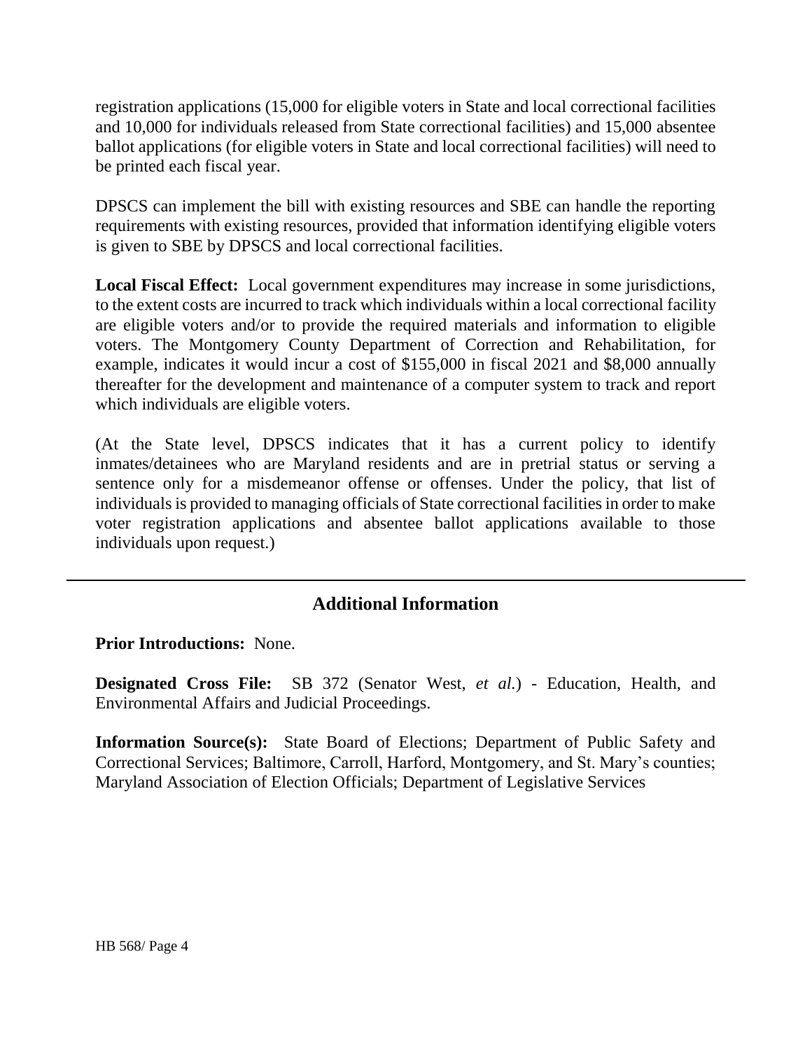registration applications (15,000 for eligible voters in State and local correctional facilities and 10,000 for individuals released from State correctional facilities) and 15,000 absentee ballot applications (for eligible voters in State and local correctional facilities) will need to be printed each fiscal year.

DPSCS can implement the bill with existing resources and SBE can handle the reporting requirements with existing resources, provided that information identifying eligible voters is given to SBE by DPSCS and local correctional facilities.

**Local Fiscal Effect:** Local government expenditures may increase in some jurisdictions, to the extent costs are incurred to track which individuals within a local correctional facility are eligible voters and/or to provide the required materials and information to eligible voters. The Montgomery County Department of Correction and Rehabilitation, for example, indicates it would incur a cost of $155,000 in fiscal 2021 and $8,000 annually thereafter for the development and maintenance of a computer system to track and report which individuals are eligible voters.

(At the State level, DPSCS indicates that it has a current policy to identify inmates/detainees who are Maryland residents and are in pretrial status or serving a sentence only for a misdemeanor offense or offenses. Under the policy, that list of individuals is provided to managing officials of State correctional facilities in order to make voter registration applications and absentee ballot applications available to those individuals upon request.)

## Additional Information

**Prior Introductions:** None.

**Designated Cross File:** SB 372 (Senator West, *et al.*) - Education, Health, and Environmental Affairs and Judicial Proceedings.

**Information Source(s):** State Board of Elections; Department of Public Safety and Correctional Services; Baltimore, Carroll, Harford, Montgomery, and St. Mary's counties; Maryland Association of Election Officials; Department of Legislative Services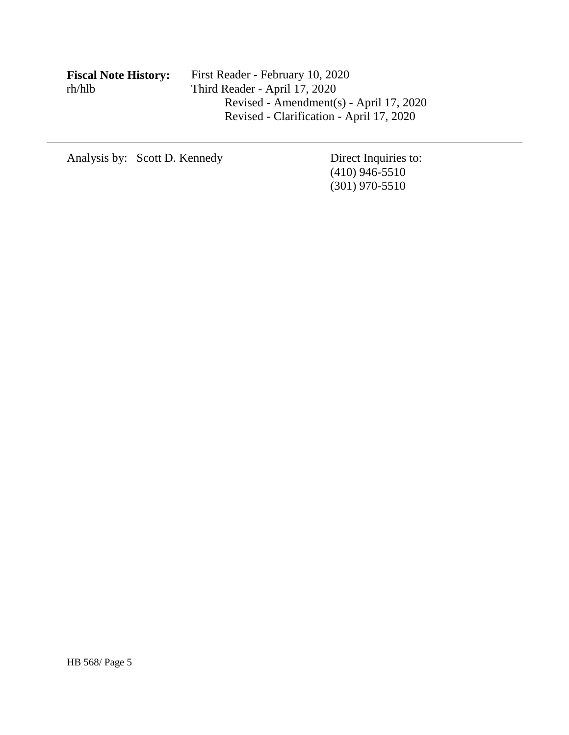| | |
|---|---|
| **Fiscal Note History:** | First Reader - February 10, 2020 |
| rh/hlb | Third Reader - April 17, 2020 |
| | Revised - Amendment(s) - April 17, 2020 |
| | Revised - Clarification - April 17, 2020 |

---

Analysis by: Scott D. Kennedy

Direct Inquiries to:
(410) 946-5510
(301) 970-5510